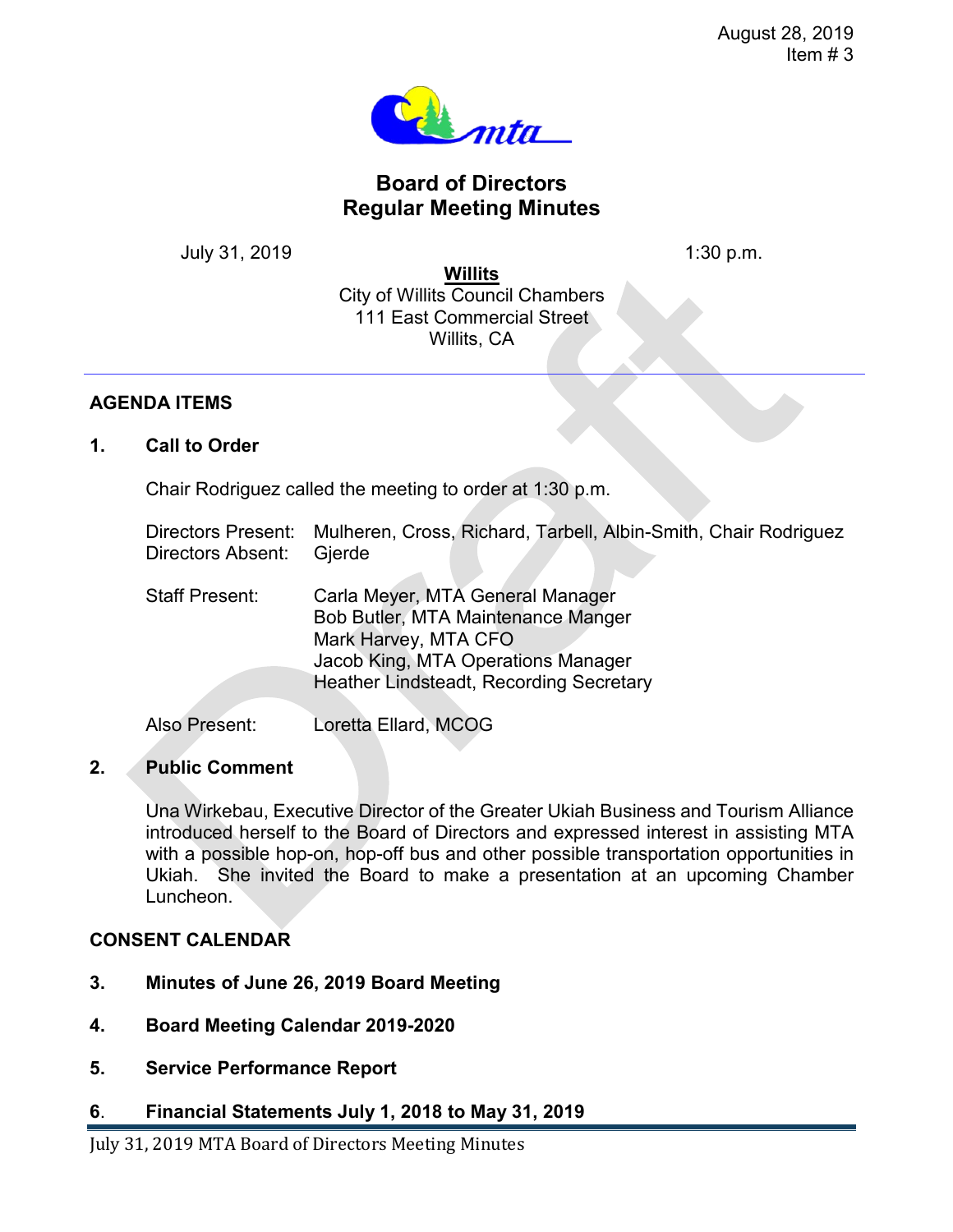August 28, 2019
Item # 3

# Board of Directors
# Regular Meeting Minutes

July 31, 2019 1:30 p.m.

**Willits**
City of Willits Council Chambers
111 East Commercial Street
Willits, CA

## AGENDA ITEMS

### 1. Call to Order

Chair Rodriguez called the meeting to order at 1:30 p.m.

Directors Present: Mulheren, Cross, Richard, Tarbell, Albin-Smith, Chair Rodriguez
Directors Absent: Gjerde

Staff Present: Carla Meyer, MTA General Manager
Bob Butler, MTA Maintenance Manger
Mark Harvey, MTA CFO
Jacob King, MTA Operations Manager
Heather Lindsteadt, Recording Secretary

Also Present: Loretta Ellard, MCOG

### 2. Public Comment

Una Wirkebau, Executive Director of the Greater Ukiah Business and Tourism Alliance introduced herself to the Board of Directors and expressed interest in assisting MTA with a possible hop-on, hop-off bus and other possible transportation opportunities in Ukiah. She invited the Board to make a presentation at an upcoming Chamber Luncheon.

## CONSENT CALENDAR

### 3. Minutes of June 26, 2019 Board Meeting

### 4. Board Meeting Calendar 2019-2020

### 5. Service Performance Report

### 6. Financial Statements July 1, 2018 to May 31, 2019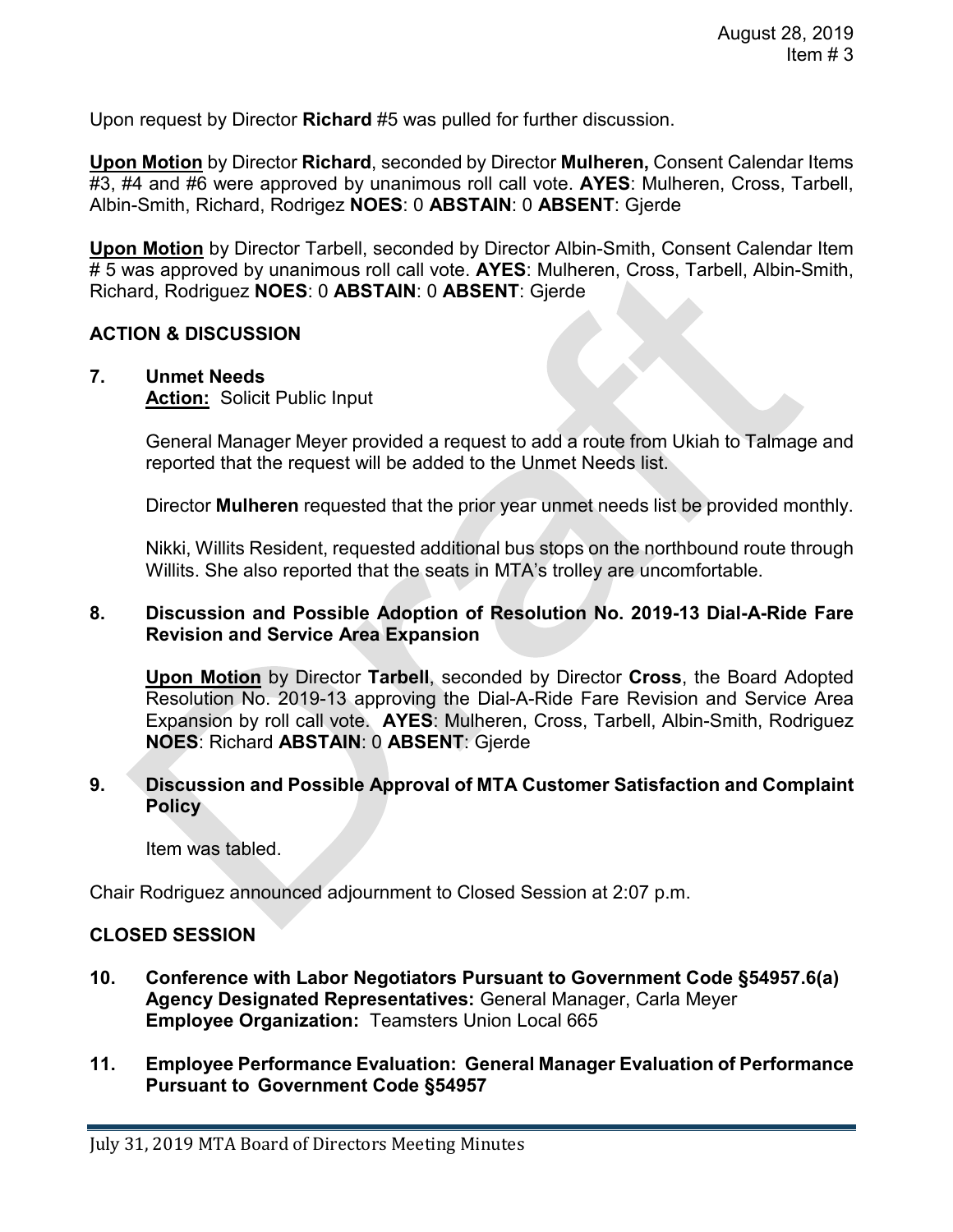Upon request by Director **Richard** #5 was pulled for further discussion.

**Upon Motion** by Director **Richard**, seconded by Director **Mulheren,** Consent Calendar Items #3, #4 and #6 were approved by unanimous roll call vote. **AYES**: Mulheren, Cross, Tarbell, Albin-Smith, Richard, Rodrigez **NOES**: 0 **ABSTAIN**: 0 **ABSENT**: Gjerde

**Upon Motion** by Director Tarbell, seconded by Director Albin-Smith, Consent Calendar Item # 5 was approved by unanimous roll call vote. **AYES**: Mulheren, Cross, Tarbell, Albin-Smith, Richard, Rodriguez **NOES**: 0 **ABSTAIN**: 0 **ABSENT**: Gjerde

## ACTION & DISCUSSION

**7. Unmet Needs**
**Action:** Solicit Public Input

General Manager Meyer provided a request to add a route from Ukiah to Talmage and reported that the request will be added to the Unmet Needs list.

Director **Mulheren** requested that the prior year unmet needs list be provided monthly.

Nikki, Willits Resident, requested additional bus stops on the northbound route through Willits. She also reported that the seats in MTA's trolley are uncomfortable.

**8. Discussion and Possible Adoption of Resolution No. 2019-13 Dial-A-Ride Fare Revision and Service Area Expansion**

**Upon Motion** by Director **Tarbell**, seconded by Director **Cross**, the Board Adopted Resolution No. 2019-13 approving the Dial-A-Ride Fare Revision and Service Area Expansion by roll call vote. **AYES**: Mulheren, Cross, Tarbell, Albin-Smith, Rodriguez **NOES**: Richard **ABSTAIN**: 0 **ABSENT**: Gjerde

**9. Discussion and Possible Approval of MTA Customer Satisfaction and Complaint Policy**

Item was tabled.

Chair Rodriguez announced adjournment to Closed Session at 2:07 p.m.

## CLOSED SESSION

**10. Conference with Labor Negotiators Pursuant to Government Code §54957.6(a)**
**Agency Designated Representatives:** General Manager, Carla Meyer
**Employee Organization:** Teamsters Union Local 665

**11. Employee Performance Evaluation: General Manager Evaluation of Performance Pursuant to Government Code §54957**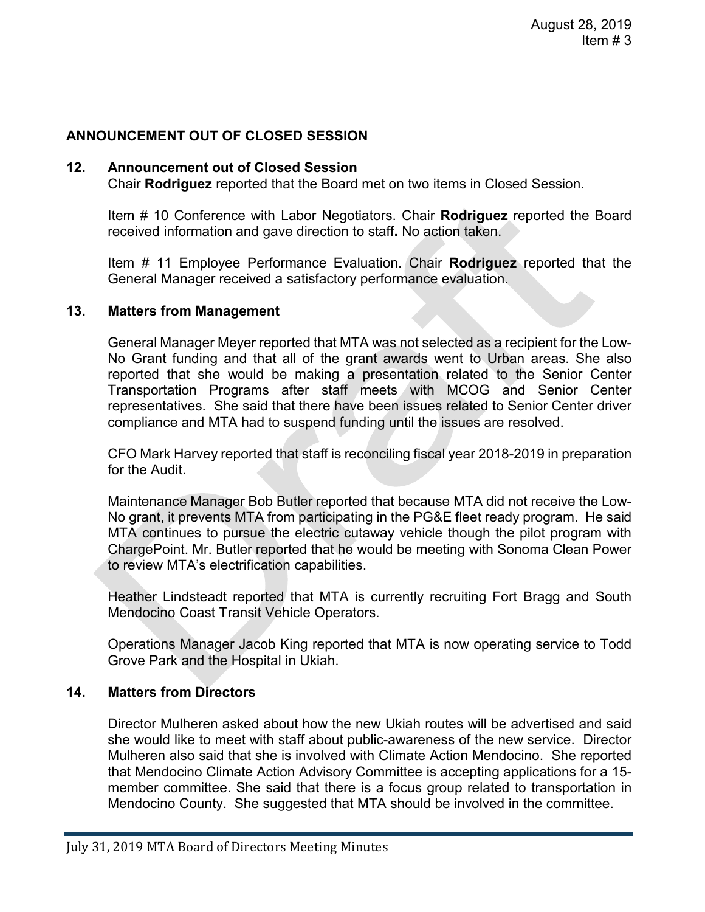## ANNOUNCEMENT OUT OF CLOSED SESSION

### 12. Announcement out of Closed Session

Chair **Rodriguez** reported that the Board met on two items in Closed Session.

Item # 10 Conference with Labor Negotiators. Chair **Rodriguez** reported the Board received information and gave direction to staff**.** No action taken.

Item # 11 Employee Performance Evaluation. Chair **Rodriguez** reported that the General Manager received a satisfactory performance evaluation.

### 13. Matters from Management

General Manager Meyer reported that MTA was not selected as a recipient for the Low-No Grant funding and that all of the grant awards went to Urban areas. She also reported that she would be making a presentation related to the Senior Center Transportation Programs after staff meets with MCOG and Senior Center representatives. She said that there have been issues related to Senior Center driver compliance and MTA had to suspend funding until the issues are resolved.

CFO Mark Harvey reported that staff is reconciling fiscal year 2018-2019 in preparation for the Audit.

Maintenance Manager Bob Butler reported that because MTA did not receive the Low-No grant, it prevents MTA from participating in the PG&E fleet ready program. He said MTA continues to pursue the electric cutaway vehicle though the pilot program with ChargePoint. Mr. Butler reported that he would be meeting with Sonoma Clean Power to review MTA's electrification capabilities.

Heather Lindsteadt reported that MTA is currently recruiting Fort Bragg and South Mendocino Coast Transit Vehicle Operators.

Operations Manager Jacob King reported that MTA is now operating service to Todd Grove Park and the Hospital in Ukiah.

### 14. Matters from Directors

Director Mulheren asked about how the new Ukiah routes will be advertised and said she would like to meet with staff about public-awareness of the new service. Director Mulheren also said that she is involved with Climate Action Mendocino. She reported that Mendocino Climate Action Advisory Committee is accepting applications for a 15-member committee. She said that there is a focus group related to transportation in Mendocino County. She suggested that MTA should be involved in the committee.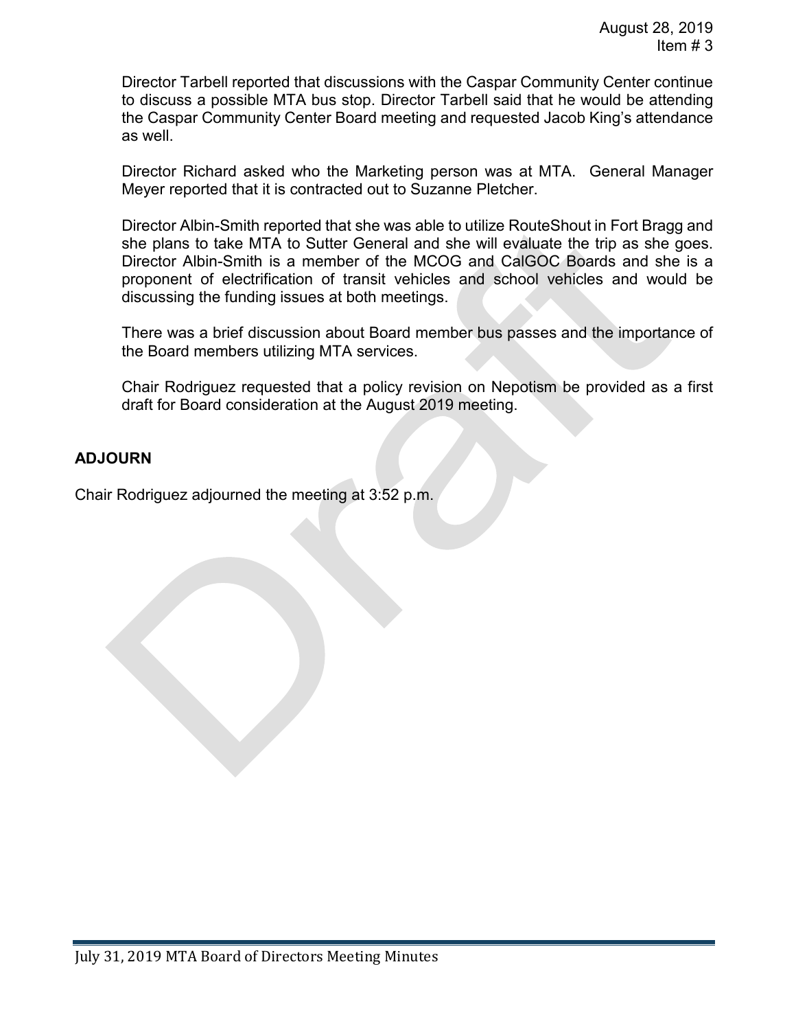Director Tarbell reported that discussions with the Caspar Community Center continue to discuss a possible MTA bus stop. Director Tarbell said that he would be attending the Caspar Community Center Board meeting and requested Jacob King's attendance as well.

Director Richard asked who the Marketing person was at MTA. General Manager Meyer reported that it is contracted out to Suzanne Pletcher.

Director Albin-Smith reported that she was able to utilize RouteShout in Fort Bragg and she plans to take MTA to Sutter General and she will evaluate the trip as she goes. Director Albin-Smith is a member of the MCOG and CalGOC Boards and she is a proponent of electrification of transit vehicles and school vehicles and would be discussing the funding issues at both meetings.

There was a brief discussion about Board member bus passes and the importance of the Board members utilizing MTA services.

Chair Rodriguez requested that a policy revision on Nepotism be provided as a first draft for Board consideration at the August 2019 meeting.

## ADJOURN

Chair Rodriguez adjourned the meeting at 3:52 p.m.